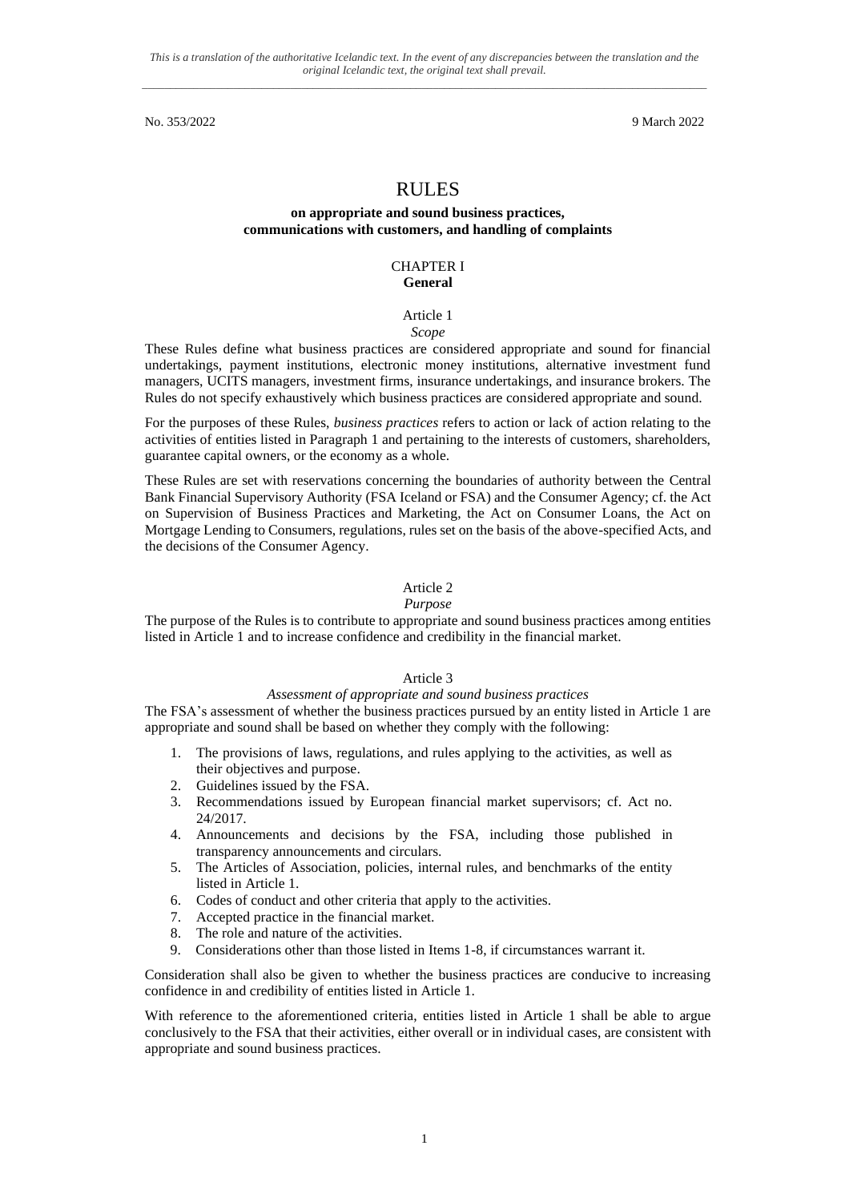*This is a translation of the authoritative Icelandic text. In the event of any discrepancies between the translation and the original Icelandic text, the original text shall prevail.*

No. 353/2022 9 March 2022

# RULES

## on appropriate and sound business practices, communications with customers, and handling of complaints

### CHAPTER I
### General

#### Article 1
*Scope*

These Rules define what business practices are considered appropriate and sound for financial undertakings, payment institutions, electronic money institutions, alternative investment fund managers, UCITS managers, investment firms, insurance undertakings, and insurance brokers. The Rules do not specify exhaustively which business practices are considered appropriate and sound.

For the purposes of these Rules, *business practices* refers to action or lack of action relating to the activities of entities listed in Paragraph 1 and pertaining to the interests of customers, shareholders, guarantee capital owners, or the economy as a whole.

These Rules are set with reservations concerning the boundaries of authority between the Central Bank Financial Supervisory Authority (FSA Iceland or FSA) and the Consumer Agency; cf. the Act on Supervision of Business Practices and Marketing, the Act on Consumer Loans, the Act on Mortgage Lending to Consumers, regulations, rules set on the basis of the above-specified Acts, and the decisions of the Consumer Agency.

#### Article 2
*Purpose*

The purpose of the Rules is to contribute to appropriate and sound business practices among entities listed in Article 1 and to increase confidence and credibility in the financial market.

#### Article 3
*Assessment of appropriate and sound business practices*

The FSA's assessment of whether the business practices pursued by an entity listed in Article 1 are appropriate and sound shall be based on whether they comply with the following:

1. The provisions of laws, regulations, and rules applying to the activities, as well as their objectives and purpose.
2. Guidelines issued by the FSA.
3. Recommendations issued by European financial market supervisors; cf. Act no. 24/2017.
4. Announcements and decisions by the FSA, including those published in transparency announcements and circulars.
5. The Articles of Association, policies, internal rules, and benchmarks of the entity listed in Article 1.
6. Codes of conduct and other criteria that apply to the activities.
7. Accepted practice in the financial market.
8. The role and nature of the activities.
9. Considerations other than those listed in Items 1-8, if circumstances warrant it.

Consideration shall also be given to whether the business practices are conducive to increasing confidence in and credibility of entities listed in Article 1.

With reference to the aforementioned criteria, entities listed in Article 1 shall be able to argue conclusively to the FSA that their activities, either overall or in individual cases, are consistent with appropriate and sound business practices.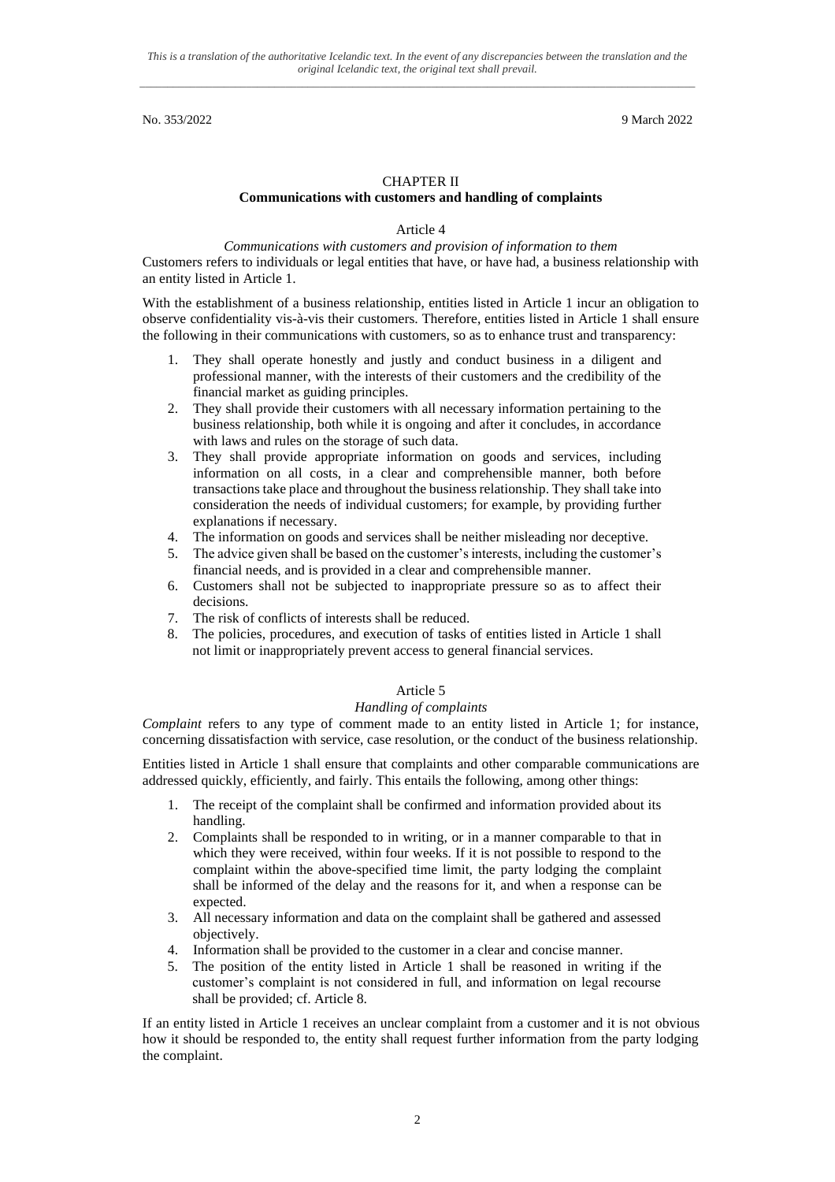No. 353/2022 9 March 2022

## CHAPTER II
## Communications with customers and handling of complaints

### Article 4
*Communications with customers and provision of information to them*

Customers refers to individuals or legal entities that have, or have had, a business relationship with an entity listed in Article 1.

With the establishment of a business relationship, entities listed in Article 1 incur an obligation to observe confidentiality vis-à-vis their customers. Therefore, entities listed in Article 1 shall ensure the following in their communications with customers, so as to enhance trust and transparency:

1. They shall operate honestly and justly and conduct business in a diligent and professional manner, with the interests of their customers and the credibility of the financial market as guiding principles.
2. They shall provide their customers with all necessary information pertaining to the business relationship, both while it is ongoing and after it concludes, in accordance with laws and rules on the storage of such data.
3. They shall provide appropriate information on goods and services, including information on all costs, in a clear and comprehensible manner, both before transactions take place and throughout the business relationship. They shall take into consideration the needs of individual customers; for example, by providing further explanations if necessary.
4. The information on goods and services shall be neither misleading nor deceptive.
5. The advice given shall be based on the customer's interests, including the customer's financial needs, and is provided in a clear and comprehensible manner.
6. Customers shall not be subjected to inappropriate pressure so as to affect their decisions.
7. The risk of conflicts of interests shall be reduced.
8. The policies, procedures, and execution of tasks of entities listed in Article 1 shall not limit or inappropriately prevent access to general financial services.

### Article 5
*Handling of complaints*

*Complaint* refers to any type of comment made to an entity listed in Article 1; for instance, concerning dissatisfaction with service, case resolution, or the conduct of the business relationship.

Entities listed in Article 1 shall ensure that complaints and other comparable communications are addressed quickly, efficiently, and fairly. This entails the following, among other things:

1. The receipt of the complaint shall be confirmed and information provided about its handling.
2. Complaints shall be responded to in writing, or in a manner comparable to that in which they were received, within four weeks. If it is not possible to respond to the complaint within the above-specified time limit, the party lodging the complaint shall be informed of the delay and the reasons for it, and when a response can be expected.
3. All necessary information and data on the complaint shall be gathered and assessed objectively.
4. Information shall be provided to the customer in a clear and concise manner.
5. The position of the entity listed in Article 1 shall be reasoned in writing if the customer's complaint is not considered in full, and information on legal recourse shall be provided; cf. Article 8.

If an entity listed in Article 1 receives an unclear complaint from a customer and it is not obvious how it should be responded to, the entity shall request further information from the party lodging the complaint.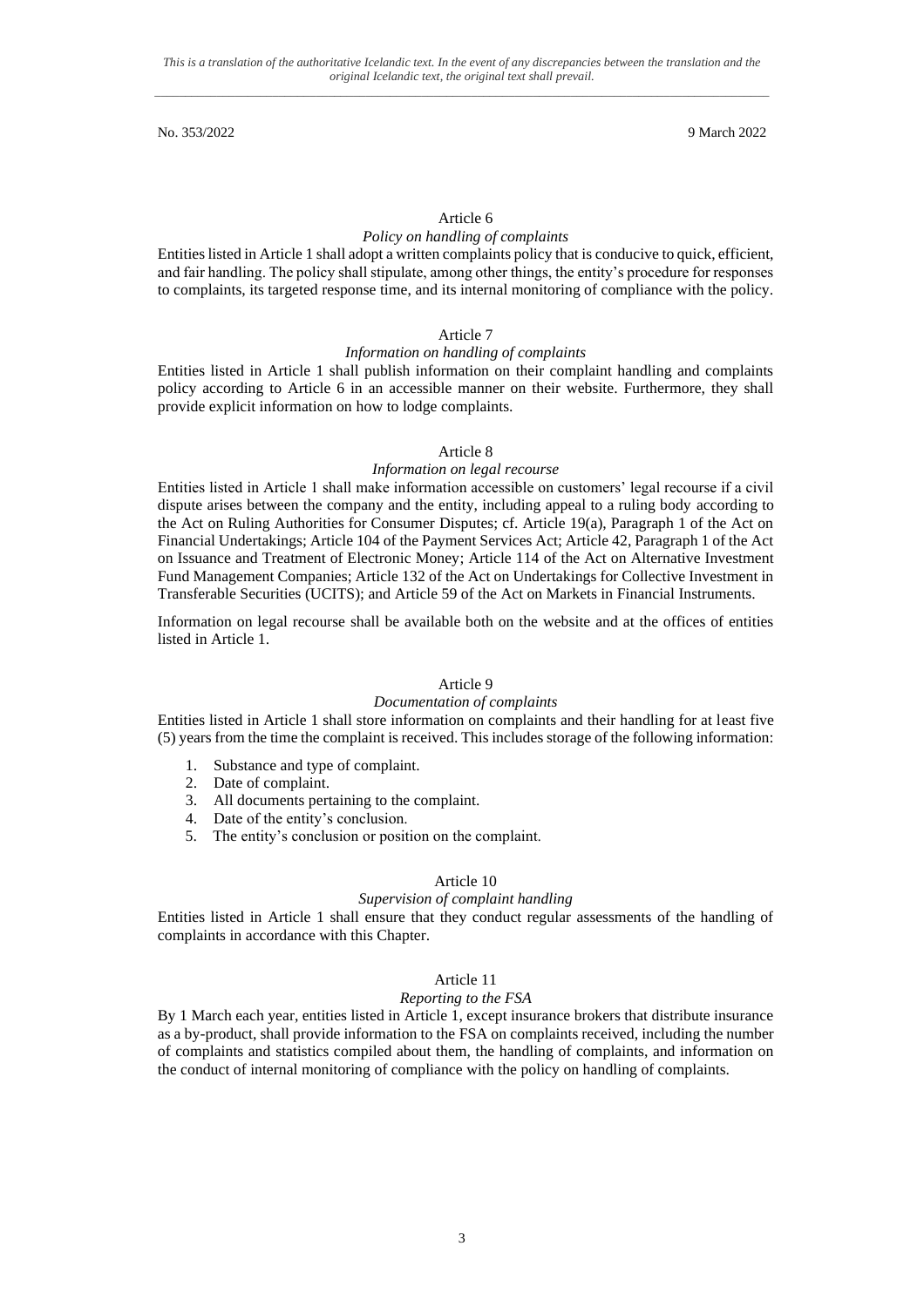### Article 6

*Policy on handling of complaints*

Entities listed in Article 1 shall adopt a written complaints policy that is conducive to quick, efficient, and fair handling. The policy shall stipulate, among other things, the entity's procedure for responses to complaints, its targeted response time, and its internal monitoring of compliance with the policy.

### Article 7

*Information on handling of complaints*

Entities listed in Article 1 shall publish information on their complaint handling and complaints policy according to Article 6 in an accessible manner on their website. Furthermore, they shall provide explicit information on how to lodge complaints.

### Article 8

*Information on legal recourse*

Entities listed in Article 1 shall make information accessible on customers' legal recourse if a civil dispute arises between the company and the entity, including appeal to a ruling body according to the Act on Ruling Authorities for Consumer Disputes; cf. Article 19(a), Paragraph 1 of the Act on Financial Undertakings; Article 104 of the Payment Services Act; Article 42, Paragraph 1 of the Act on Issuance and Treatment of Electronic Money; Article 114 of the Act on Alternative Investment Fund Management Companies; Article 132 of the Act on Undertakings for Collective Investment in Transferable Securities (UCITS); and Article 59 of the Act on Markets in Financial Instruments.

Information on legal recourse shall be available both on the website and at the offices of entities listed in Article 1.

### Article 9

*Documentation of complaints*

Entities listed in Article 1 shall store information on complaints and their handling for at least five (5) years from the time the complaint is received. This includes storage of the following information:

1. Substance and type of complaint.
2. Date of complaint.
3. All documents pertaining to the complaint.
4. Date of the entity's conclusion.
5. The entity's conclusion or position on the complaint.

### Article 10

*Supervision of complaint handling*

Entities listed in Article 1 shall ensure that they conduct regular assessments of the handling of complaints in accordance with this Chapter.

### Article 11

*Reporting to the FSA*

By 1 March each year, entities listed in Article 1, except insurance brokers that distribute insurance as a by-product, shall provide information to the FSA on complaints received, including the number of complaints and statistics compiled about them, the handling of complaints, and information on the conduct of internal monitoring of compliance with the policy on handling of complaints.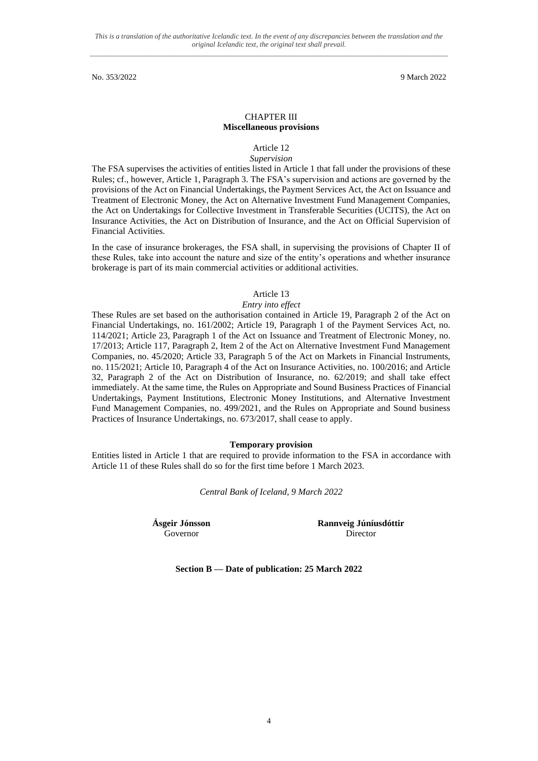No. 353/2022 9 March 2022

## CHAPTER III
## Miscellaneous provisions

### Article 12
*Supervision*

The FSA supervises the activities of entities listed in Article 1 that fall under the provisions of these Rules; cf., however, Article 1, Paragraph 3. The FSA's supervision and actions are governed by the provisions of the Act on Financial Undertakings, the Payment Services Act, the Act on Issuance and Treatment of Electronic Money, the Act on Alternative Investment Fund Management Companies, the Act on Undertakings for Collective Investment in Transferable Securities (UCITS), the Act on Insurance Activities, the Act on Distribution of Insurance, and the Act on Official Supervision of Financial Activities.

In the case of insurance brokerages, the FSA shall, in supervising the provisions of Chapter II of these Rules, take into account the nature and size of the entity's operations and whether insurance brokerage is part of its main commercial activities or additional activities.

### Article 13
*Entry into effect*

These Rules are set based on the authorisation contained in Article 19, Paragraph 2 of the Act on Financial Undertakings, no. 161/2002; Article 19, Paragraph 1 of the Payment Services Act, no. 114/2021; Article 23, Paragraph 1 of the Act on Issuance and Treatment of Electronic Money, no. 17/2013; Article 117, Paragraph 2, Item 2 of the Act on Alternative Investment Fund Management Companies, no. 45/2020; Article 33, Paragraph 5 of the Act on Markets in Financial Instruments, no. 115/2021; Article 10, Paragraph 4 of the Act on Insurance Activities, no. 100/2016; and Article 32, Paragraph 2 of the Act on Distribution of Insurance, no. 62/2019; and shall take effect immediately. At the same time, the Rules on Appropriate and Sound Business Practices of Financial Undertakings, Payment Institutions, Electronic Money Institutions, and Alternative Investment Fund Management Companies, no. 499/2021, and the Rules on Appropriate and Sound business Practices of Insurance Undertakings, no. 673/2017, shall cease to apply.

**Temporary provision**

Entities listed in Article 1 that are required to provide information to the FSA in accordance with Article 11 of these Rules shall do so for the first time before 1 March 2023.

*Central Bank of Iceland, 9 March 2022*

**Ásgeir Jónsson**
Governor

**Rannveig Júníusdóttir**
Director

**Section B — Date of publication: 25 March 2022**